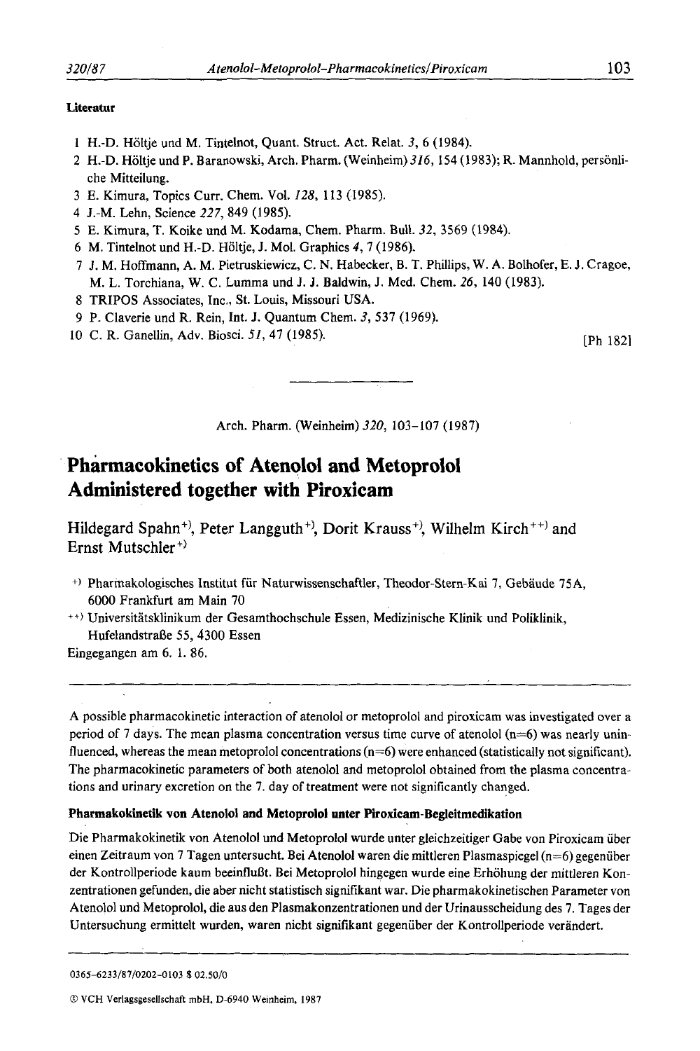**Literatur**

1 H.-D. Höltje und M. Tintelnot, Quant. Struct. Act. Relat. *3*, 6 (1984).
2 H.-D. Höltje und P. Baranowski, Arch. Pharm. (Weinheim) *316*, 154 (1983); R. Mannhold, persönliche Mitteilung.
3 E. Kimura, Topics Curr. Chem. Vol. *128*, 113 (1985).
4 J.-M. Lehn, Science *227*, 849 (1985).
5 E. Kimura, T. Koike und M. Kodama, Chem. Pharm. Bull. *32*, 3569 (1984).
6 M. Tintelnot und H.-D. Höltje, J. Mol. Graphics *4*, 7 (1986).
7 J. M. Hoffmann, A. M. Pietruskiewicz, C. N. Habecker, B. T. Phillips, W. A. Bolhofer, E. J. Cragoe, M. L. Torchiana, W. C. Lumma und J. J. Baldwin, J. Med. Chem. *26*, 140 (1983).
8 TRIPOS Associates, Inc., St. Louis, Missouri USA.
9 P. Claverie und R. Rein, Int. J. Quantum Chem. *3*, 537 (1969).
10 C. R. Ganellin, Adv. Biosci. *51*, 47 (1985).

[Ph 182]

---

Arch. Pharm. (Weinheim) *320*, 103–107 (1987)

# Pharmacokinetics of Atenolol and Metoprolol Administered together with Piroxicam

Hildegard Spahn[+], Peter Langguth[+], Dorit Krauss[+], Wilhelm Kirch[++] and Ernst Mutschler[+]

[+] Pharmakologisches Institut für Naturwissenschaftler, Theodor-Stern-Kai 7, Gebäude 75A, 6000 Frankfurt am Main 70

[++] Universitätsklinikum der Gesamthochschule Essen, Medizinische Klinik und Poliklinik, Hufelandstraße 55, 4300 Essen

Eingegangen am 6. 1. 86.

---

A possible pharmacokinetic interaction of atenolol or metoprolol and piroxicam was investigated over a period of 7 days. The mean plasma concentration versus time curve of atenolol (n=6) was nearly uninfluenced, whereas the mean metoprolol concentrations (n=6) were enhanced (statistically not significant). The pharmacokinetic parameters of both atenolol and metoprolol obtained from the plasma concentrations and urinary excretion on the 7. day of treatment were not significantly changed.

### Pharmakokinetik von Atenolol and Metoprolol unter Piroxicam-Begleitmedikation

Die Pharmakokinetik von Atenolol und Metoprolol wurde unter gleichzeitiger Gabe von Piroxicam über einen Zeitraum von 7 Tagen untersucht. Bei Atenolol waren die mittleren Plasmaspiegel (n=6) gegenüber der Kontrollperiode kaum beeinflußt. Bei Metoprolol hingegen wurde eine Erhöhung der mittleren Konzentrationen gefunden, die aber nicht statistisch signifikant war. Die pharmakokinetischen Parameter von Atenolol und Metoprolol, die aus den Plasmakonzentrationen und der Urinausscheidung des 7. Tages der Untersuchung ermittelt wurden, waren nicht signifikant gegenüber der Kontrollperiode verändert.

---

0365-6233/87/0202-0103 $ 02.50/0

© VCH Verlagsgesellschaft mbH, D-6940 Weinheim, 1987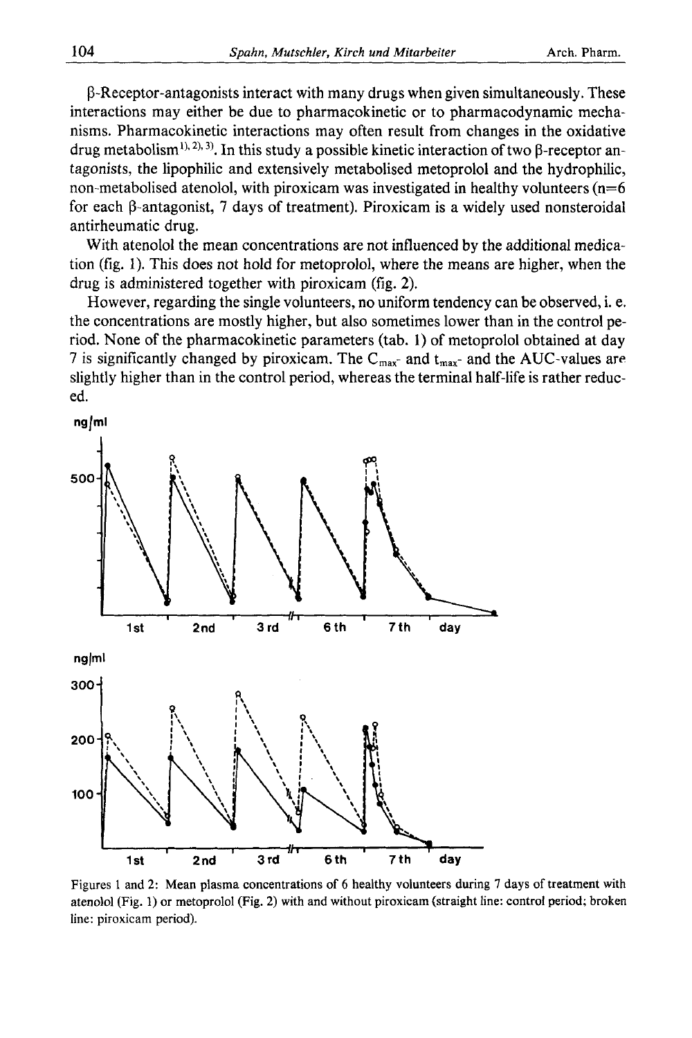β-Receptor-antagonists interact with many drugs when given simultaneously. These interactions may either be due to pharmacokinetic or to pharmacodynamic mechanisms. Pharmacokinetic interactions may often result from changes in the oxidative drug metabolism[1), 2), 3)]. In this study a possible kinetic interaction of two β-receptor antagonists, the lipophilic and extensively metabolised metoprolol and the hydrophilic, non-metabolised atenolol, with piroxicam was investigated in healthy volunteers (n=6 for each β-antagonist, 7 days of treatment). Piroxicam is a widely used nonsteroidal antirheumatic drug.

With atenolol the mean concentrations are not influenced by the additional medication (fig. 1). This does not hold for metoprolol, where the means are higher, when the drug is administered together with piroxicam (fig. 2).

However, regarding the single volunteers, no uniform tendency can be observed, i. e. the concentrations are mostly higher, but also sometimes lower than in the control period. None of the pharmacokinetic parameters (tab. 1) of metoprolol obtained at day 7 is significantly changed by piroxicam. The $C_{max}$- and $t_{max}$- and the AUC-values are slightly higher than in the control period, whereas the terminal half-life is rather reduced.

Figures 1 and 2: Mean plasma concentrations of 6 healthy volunteers during 7 days of treatment with atenolol (Fig. 1) or metoprolol (Fig. 2) with and without piroxicam (straight line: control period; broken line: piroxicam period).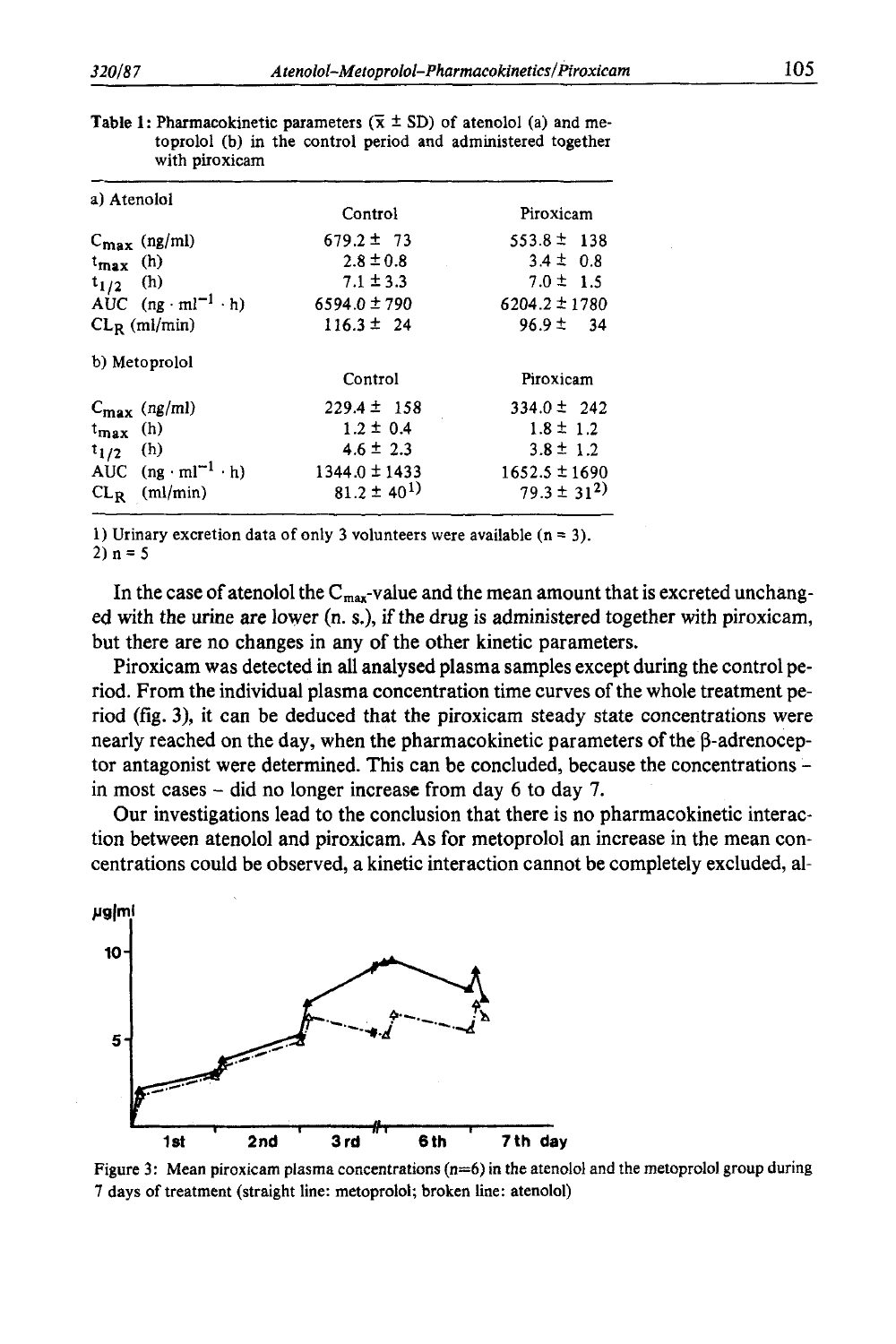**Table 1:** Pharmacokinetic parameters ($\bar{x} \pm SD$) of atenolol (a) and metoprolol (b) in the control period and administered together with piroxicam

| a) Atenolol | Control | Piroxicam |
|---|---|---|
| $C_{max}$ (ng/ml) | 679.2 ± 73 | 553.8 ± 138 |
| $t_{max}$ (h) | 2.8 ± 0.8 | 3.4 ± 0.8 |
| $t_{1/2}$ (h) | 7.1 ± 3.3 | 7.0 ± 1.5 |
| AUC (ng · ml$^{-1}$ · h) | 6594.0 ± 790 | 6204.2 ± 1780 |
| $CL_R$ (ml/min) | 116.3 ± 24 | 96.9 ± 34 |
| **b) Metoprolol** | **Control** | **Piroxicam** |
| $C_{max}$ (ng/ml) | 229.4 ± 158 | 334.0 ± 242 |
| $t_{max}$ (h) | 1.2 ± 0.4 | 1.8 ± 1.2 |
| $t_{1/2}$ (h) | 4.6 ± 2.3 | 3.8 ± 1.2 |
| AUC (ng · ml$^{-1}$ · h) | 1344.0 ± 1433 | 1652.5 ± 1690 |
| $CL_R$ (ml/min) | 81.2 ± 40[1)] | 79.3 ± 31[2)] |

1) Urinary excretion data of only 3 volunteers were available (n = 3).
2) n = 5

In the case of atenolol the $C_{max}$-value and the mean amount that is excreted unchanged with the urine are lower (n. s.), if the drug is administered together with piroxicam, but there are no changes in any of the other kinetic parameters.

Piroxicam was detected in all analysed plasma samples except during the control period. From the individual plasma concentration time curves of the whole treatment period (fig. 3), it can be deduced that the piroxicam steady state concentrations were nearly reached on the day, when the pharmacokinetic parameters of the β-adrenoceptor antagonist were determined. This can be concluded, because the concentrations – in most cases – did no longer increase from day 6 to day 7.

Our investigations lead to the conclusion that there is no pharmacokinetic interaction between atenolol and piroxicam. As for metoprolol an increase in the mean concentrations could be observed, a kinetic interaction cannot be completely excluded, al-

Figure 3: Mean piroxicam plasma concentrations (n=6) in the atenolol and the metoprolol group during 7 days of treatment (straight line: metoprolol; broken line: atenolol)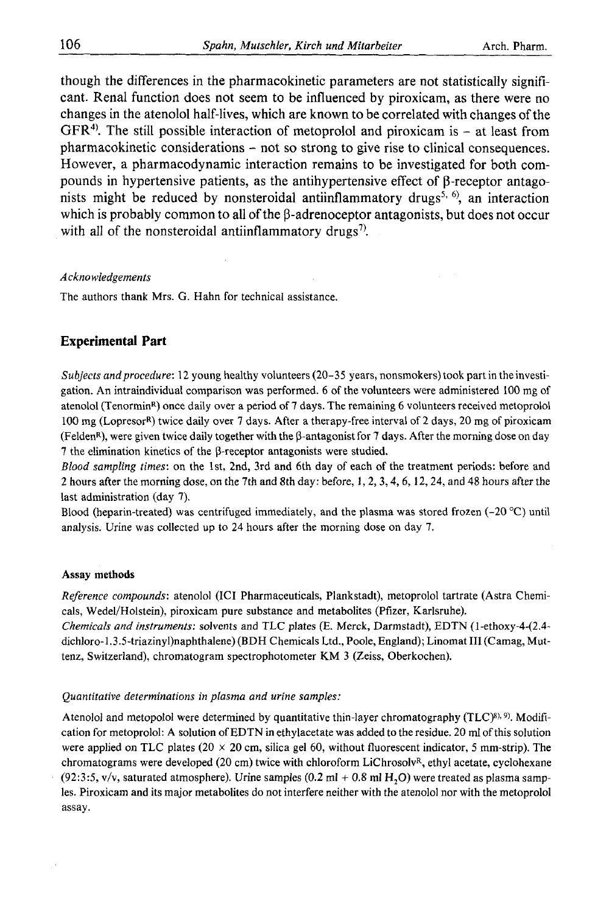though the differences in the pharmacokinetic parameters are not statistically significant. Renal function does not seem to be influenced by piroxicam, as there were no changes in the atenolol half-lives, which are known to be correlated with changes of the GFR[4]. The still possible interaction of metoprolol and piroxicam is – at least from pharmacokinetic considerations – not so strong to give rise to clinical consequences. However, a pharmacodynamic interaction remains to be investigated for both compounds in hypertensive patients, as the antihypertensive effect of β-receptor antagonists might be reduced by nonsteroidal antiinflammatory drugs[5, 6], an interaction which is probably common to all of the β-adrenoceptor antagonists, but does not occur with all of the nonsteroidal antiinflammatory drugs[7].

*Acknowledgements*

The authors thank Mrs. G. Hahn for technical assistance.

## Experimental Part

*Subjects and procedure*: 12 young healthy volunteers (20–35 years, nonsmokers) took part in the investigation. An intraindividual comparison was performed. 6 of the volunteers were administered 100 mg of atenolol (Tenormin®) once daily over a period of 7 days. The remaining 6 volunteers received metoprolol 100 mg (Lopresor®) twice daily over 7 days. After a therapy-free interval of 2 days, 20 mg of piroxicam (Felden®), were given twice daily together with the β-antagonist for 7 days. After the morning dose on day 7 the elimination kinetics of the β-receptor antagonists were studied.

*Blood sampling times*: on the 1st, 2nd, 3rd and 6th day of each of the treatment periods: before and 2 hours after the morning dose, on the 7th and 8th day: before, 1, 2, 3, 4, 6, 12, 24, and 48 hours after the last administration (day 7).

Blood (heparin-treated) was centrifuged immediately, and the plasma was stored frozen (–20 °C) until analysis. Urine was collected up to 24 hours after the morning dose on day 7.

### Assay methods

*Reference compounds*: atenolol (ICI Pharmaceuticals, Plankstadt), metoprolol tartrate (Astra Chemicals, Wedel/Holstein), piroxicam pure substance and metabolites (Pfizer, Karlsruhe).

*Chemicals and instruments*: solvents and TLC plates (E. Merck, Darmstadt), EDTN (1-ethoxy-4-(2.4-dichloro-1.3.5-triazinyl)naphthalene) (BDH Chemicals Ltd., Poole, England); Linomat III (Camag, Muttenz, Switzerland), chromatogram spectrophotometer KM 3 (Zeiss, Oberkochen).

*Quantitative determinations in plasma and urine samples:*

Atenolol and metopolol were determined by quantitative thin-layer chromatography (TLC)[8, 9]. Modification for metoprolol: A solution of EDTN in ethylacetate was added to the residue. 20 ml of this solution were applied on TLC plates (20 × 20 cm, silica gel 60, without fluorescent indicator, 5 mm-strip). The chromatograms were developed (20 cm) twice with chloroform LiChrosolv®, ethyl acetate, cyclohexane (92:3:5, v/v, saturated atmosphere). Urine samples (0.2 ml + 0.8 ml $H_2O$) were treated as plasma samples. Piroxicam and its major metabolites do not interfere neither with the atenolol nor with the metoprolol assay.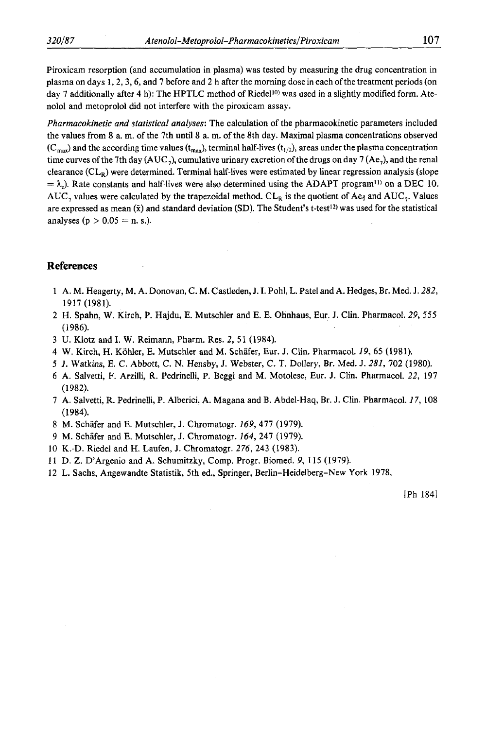Piroxicam resorption (and accumulation in plasma) was tested by measuring the drug concentration in plasma on days 1, 2, 3, 6, and 7 before and 2 h after the morning dose in each of the treatment periods (on day 7 additionally after 4 h): The HPTLC method of Riedel[10] was used in a slightly modified form. Atenolol and metoprolol did not interfere with the piroxicam assay.

*Pharmacokinetic and statistical analyses*: The calculation of the pharmacokinetic parameters included the values from 8 a. m. of the 7th until 8 a. m. of the 8th day. Maximal plasma concentrations observed ($C_{max}$) and the according time values ($t_{max}$), terminal half-lives ($t_{1/2}$), areas under the plasma concentration time curves of the 7th day ($AUC_7$), cumulative urinary excretion of the drugs on day 7 ($Ae_7$), and the renal clearance ($CL_R$) were determined. Terminal half-lives were estimated by linear regression analysis (slope $= \lambda_z$). Rate constants and half-lives were also determined using the ADAPT program[11] on a DEC 10. $AUC_7$ values were calculated by the trapezoidal method. $CL_R$ is the quotient of $Ae_7$ and $AUC_7$. Values are expressed as mean ($\bar{x}$) and standard deviation (SD). The Student's t-test[12] was used for the statistical analyses ($p > 0.05$ = n. s.).

## References

1 A. M. Heagerty, M. A. Donovan, C. M. Castleden, J. I. Pohl, L. Patel and A. Hedges, Br. Med. J. *282*, 1917 (1981).

2 H. Spahn, W. Kirch, P. Hajdu, E. Mutschler and E. E. Ohnhaus, Eur. J. Clin. Pharmacol. *29*, 555 (1986).

3 U. Klotz and I. W. Reimann, Pharm. Res. *2*, 51 (1984).

4 W. Kirch, H. Köhler, E. Mutschler and M. Schäfer, Eur. J. Clin. Pharmacol. *19*, 65 (1981).

5 J. Watkins, E. C. Abbott, C. N. Hensby, J. Webster, C. T. Dollery, Br. Med. J. *281*, 702 (1980).

6 A. Salvetti, F. Arzilli, R. Pedrinelli, P. Beggi and M. Motolese, Eur. J. Clin. Pharmacol. *22*, 197 (1982).

7 A. Salvetti, R. Pedrinelli, P. Alberici, A. Magana and B. Abdel-Haq, Br. J. Clin. Pharmacol. *17*, 108 (1984).

8 M. Schäfer and E. Mutschler, J. Chromatogr. *169*, 477 (1979).

9 M. Schäfer and E. Mutschler, J. Chromatogr. *164*, 247 (1979).

10 K.-D. Riedel and H. Laufen, J. Chromatogr. *276*, 243 (1983).

11 D. Z. D'Argenio and A. Schumitzky, Comp. Progr. Biomed. *9*, 115 (1979).

12 L. Sachs, Angewandte Statistik, 5th ed., Springer, Berlin–Heidelberg–New York 1978.

[Ph 184]